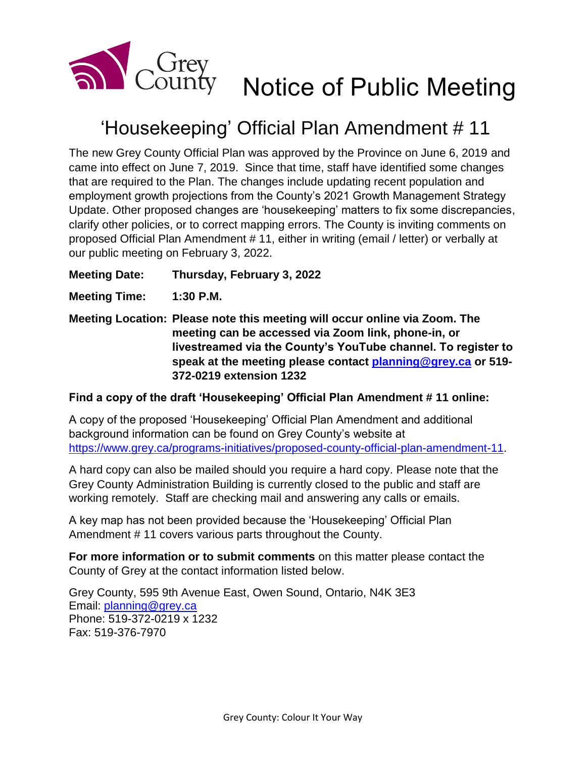Grey County

# Notice of Public Meeting

## 'Housekeeping' Official Plan Amendment # 11

The new Grey County Official Plan was approved by the Province on June 6, 2019 and came into effect on June 7, 2019. Since that time, staff have identified some changes that are required to the Plan. The changes include updating recent population and employment growth projections from the County's 2021 Growth Management Strategy Update. Other proposed changes are 'housekeeping' matters to fix some discrepancies, clarify other policies, or to correct mapping errors. The County is inviting comments on proposed Official Plan Amendment # 11, either in writing (email / letter) or verbally at our public meeting on February 3, 2022.

**Meeting Date:** **Thursday, February 3, 2022**

**Meeting Time:** **1:30 P.M.**

**Meeting Location:** **Please note this meeting will occur online via Zoom. The meeting can be accessed via Zoom link, phone-in, or livestreamed via the County's YouTube channel. To register to speak at the meeting please contact planning@grey.ca or 519-372-0219 extension 1232**

**Find a copy of the draft 'Housekeeping' Official Plan Amendment # 11 online:**

A copy of the proposed 'Housekeeping' Official Plan Amendment and additional background information can be found on Grey County's website at https://www.grey.ca/programs-initiatives/proposed-county-official-plan-amendment-11.

A hard copy can also be mailed should you require a hard copy. Please note that the Grey County Administration Building is currently closed to the public and staff are working remotely. Staff are checking mail and answering any calls or emails.

A key map has not been provided because the 'Housekeeping' Official Plan Amendment # 11 covers various parts throughout the County.

**For more information or to submit comments** on this matter please contact the County of Grey at the contact information listed below.

Grey County, 595 9th Avenue East, Owen Sound, Ontario, N4K 3E3
Email: planning@grey.ca
Phone: 519-372-0219 x 1232
Fax: 519-376-7970

Grey County: Colour It Your Way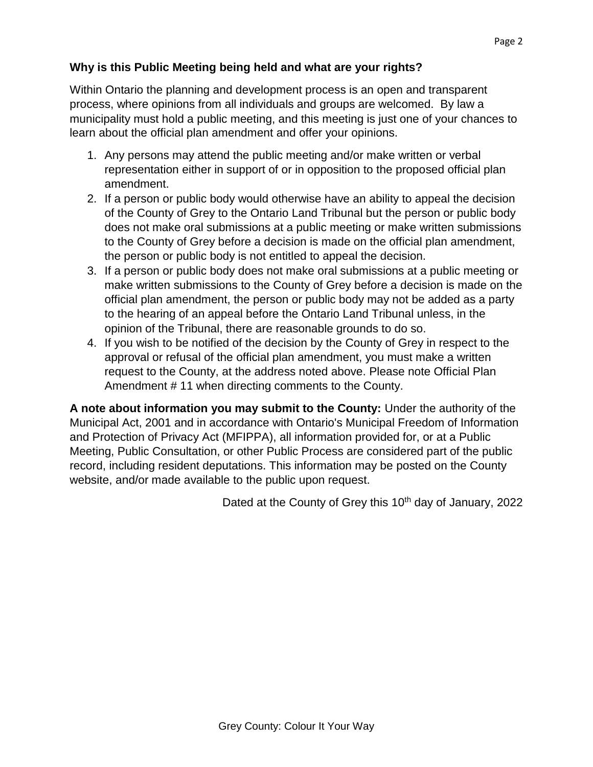**Why is this Public Meeting being held and what are your rights?**

Within Ontario the planning and development process is an open and transparent process, where opinions from all individuals and groups are welcomed. By law a municipality must hold a public meeting, and this meeting is just one of your chances to learn about the official plan amendment and offer your opinions.

1. Any persons may attend the public meeting and/or make written or verbal representation either in support of or in opposition to the proposed official plan amendment.
2. If a person or public body would otherwise have an ability to appeal the decision of the County of Grey to the Ontario Land Tribunal but the person or public body does not make oral submissions at a public meeting or make written submissions to the County of Grey before a decision is made on the official plan amendment, the person or public body is not entitled to appeal the decision.
3. If a person or public body does not make oral submissions at a public meeting or make written submissions to the County of Grey before a decision is made on the official plan amendment, the person or public body may not be added as a party to the hearing of an appeal before the Ontario Land Tribunal unless, in the opinion of the Tribunal, there are reasonable grounds to do so.
4. If you wish to be notified of the decision by the County of Grey in respect to the approval or refusal of the official plan amendment, you must make a written request to the County, at the address noted above. Please note Official Plan Amendment # 11 when directing comments to the County.

**A note about information you may submit to the County:** Under the authority of the Municipal Act, 2001 and in accordance with Ontario's Municipal Freedom of Information and Protection of Privacy Act (MFIPPA), all information provided for, or at a Public Meeting, Public Consultation, or other Public Process are considered part of the public record, including resident deputations. This information may be posted on the County website, and/or made available to the public upon request.

Dated at the County of Grey this 10th day of January, 2022

Grey County: Colour It Your Way